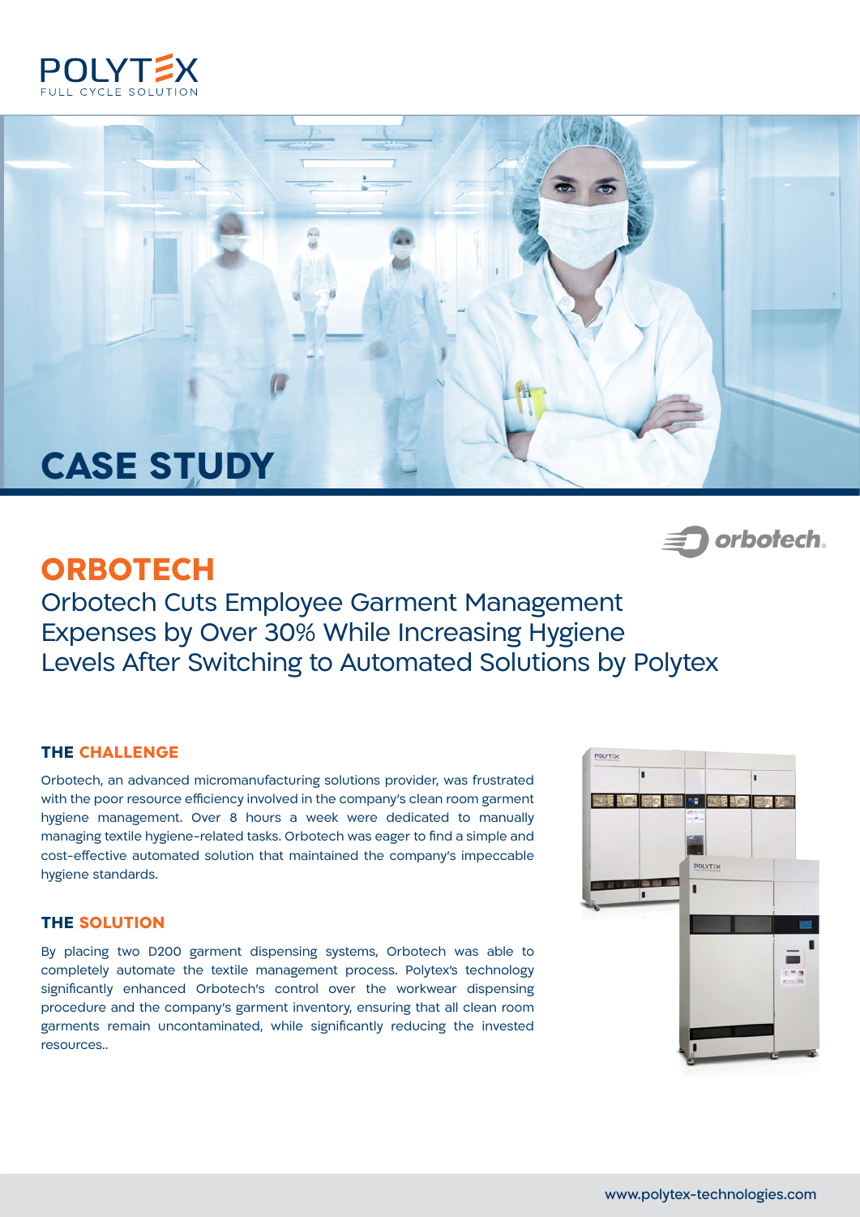POLYTEX
FULL CYCLE SOLUTION

# CASE STUDY

# ORBOTECH

## Orbotech Cuts Employee Garment Management Expenses by Over 30% While Increasing Hygiene Levels After Switching to Automated Solutions by Polytex

### THE CHALLENGE

Orbotech, an advanced micromanufacturing solutions provider, was frustrated with the poor resource efficiency involved in the company's clean room garment hygiene management. Over 8 hours a week were dedicated to manually managing textile hygiene-related tasks. Orbotech was eager to find a simple and cost-effective automated solution that maintained the company's impeccable hygiene standards.

### THE SOLUTION

By placing two D200 garment dispensing systems, Orbotech was able to completely automate the textile management process. Polytex's technology significantly enhanced Orbotech's control over the workwear dispensing procedure and the company's garment inventory, ensuring that all clean room garments remain uncontaminated, while significantly reducing the invested resources..

www.polytex-technologies.com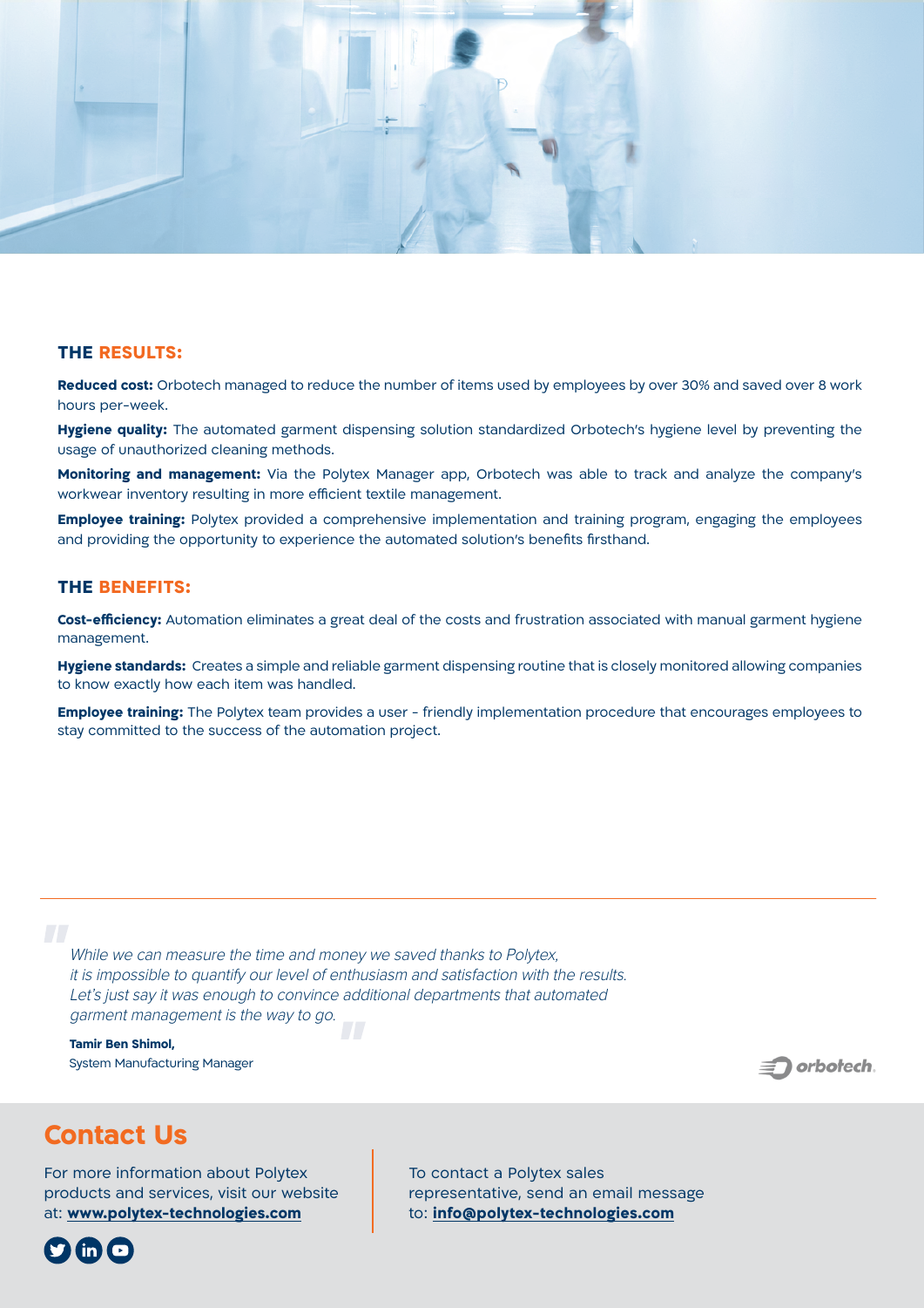## THE RESULTS:

**Reduced cost:** Orbotech managed to reduce the number of items used by employees by over 30% and saved over 8 work hours per-week.

**Hygiene quality:** The automated garment dispensing solution standardized Orbotech's hygiene level by preventing the usage of unauthorized cleaning methods.

**Monitoring and management:** Via the Polytex Manager app, Orbotech was able to track and analyze the company's workwear inventory resulting in more efficient textile management.

**Employee training:** Polytex provided a comprehensive implementation and training program, engaging the employees and providing the opportunity to experience the automated solution's benefits firsthand.

## THE BENEFITS:

**Cost-efficiency:** Automation eliminates a great deal of the costs and frustration associated with manual garment hygiene management.

**Hygiene standards:** Creates a simple and reliable garment dispensing routine that is closely monitored allowing companies to know exactly how each item was handled.

**Employee training:** The Polytex team provides a user - friendly implementation procedure that encourages employees to stay committed to the success of the automation project.

---

> *While we can measure the time and money we saved thanks to Polytex, it is impossible to quantify our level of enthusiasm and satisfaction with the results. Let's just say it was enough to convince additional departments that automated garment management is the way to go.*

**Tamir Ben Shimol,**
System Manufacturing Manager

orbotech.

## Contact Us

For more information about Polytex products and services, visit our website at: **www.polytex-technologies.com**

To contact a Polytex sales representative, send an email message to: **info@polytex-technologies.com**